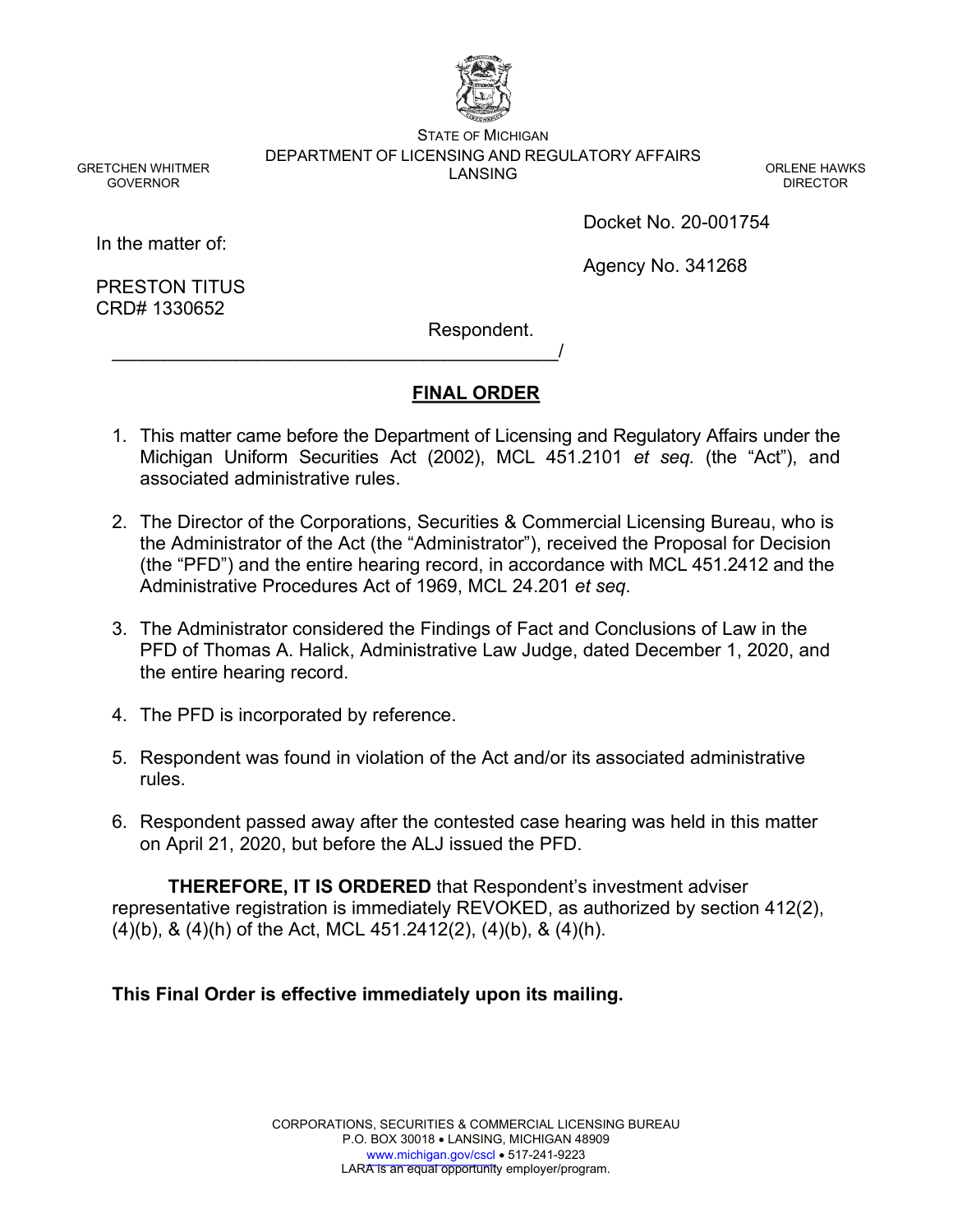STATE OF MICHIGAN
DEPARTMENT OF LICENSING AND REGULATORY AFFAIRS
LANSING

GRETCHEN WHITMER
GOVERNOR

ORLENE HAWKS
DIRECTOR

In the matter of:

PRESTON TITUS
CRD# 1330652

Respondent.
_____________________________________________/

Docket No. 20-001754

Agency No. 341268

## FINAL ORDER

1. This matter came before the Department of Licensing and Regulatory Affairs under the Michigan Uniform Securities Act (2002), MCL 451.2101 *et seq.* (the "Act"), and associated administrative rules.

2. The Director of the Corporations, Securities & Commercial Licensing Bureau, who is the Administrator of the Act (the "Administrator"), received the Proposal for Decision (the "PFD") and the entire hearing record, in accordance with MCL 451.2412 and the Administrative Procedures Act of 1969, MCL 24.201 *et seq*.

3. The Administrator considered the Findings of Fact and Conclusions of Law in the PFD of Thomas A. Halick, Administrative Law Judge, dated December 1, 2020, and the entire hearing record.

4. The PFD is incorporated by reference.

5. Respondent was found in violation of the Act and/or its associated administrative rules.

6. Respondent passed away after the contested case hearing was held in this matter on April 21, 2020, but before the ALJ issued the PFD.

**THEREFORE, IT IS ORDERED** that Respondent's investment adviser representative registration is immediately REVOKED, as authorized by section 412(2), (4)(b), & (4)(h) of the Act, MCL 451.2412(2), (4)(b), & (4)(h).

**This Final Order is effective immediately upon its mailing.**

CORPORATIONS, SECURITIES & COMMERCIAL LICENSING BUREAU
P.O. BOX 30018 • LANSING, MICHIGAN 48909
www.michigan.gov/cscl • 517-241-9223
LARA is an equal opportunity employer/program.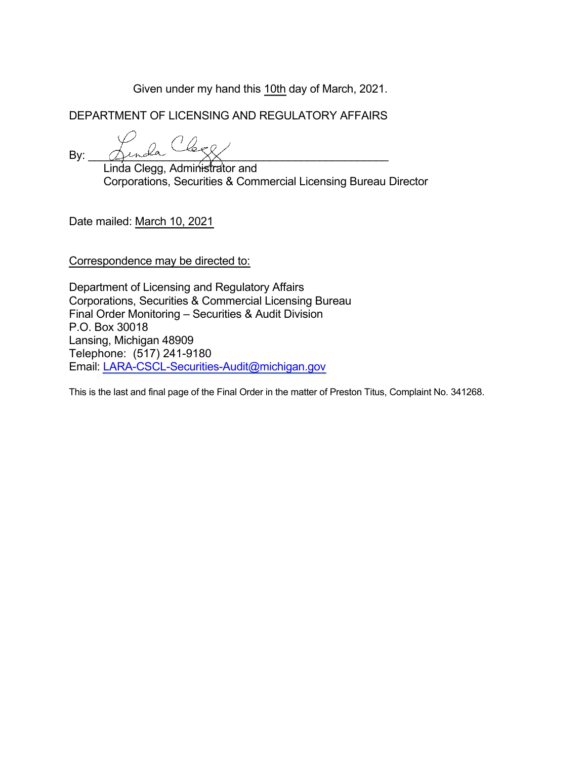Given under my hand this 10th day of March, 2021.

DEPARTMENT OF LICENSING AND REGULATORY AFFAIRS

By: ______________________________________________

Linda Clegg, Administrator and
Corporations, Securities & Commercial Licensing Bureau Director

Date mailed: March 10, 2021

Correspondence may be directed to:

Department of Licensing and Regulatory Affairs
Corporations, Securities & Commercial Licensing Bureau
Final Order Monitoring – Securities & Audit Division
P.O. Box 30018
Lansing, Michigan 48909
Telephone: (517) 241-9180
Email: LARA-CSCL-Securities-Audit@michigan.gov

This is the last and final page of the Final Order in the matter of Preston Titus, Complaint No. 341268.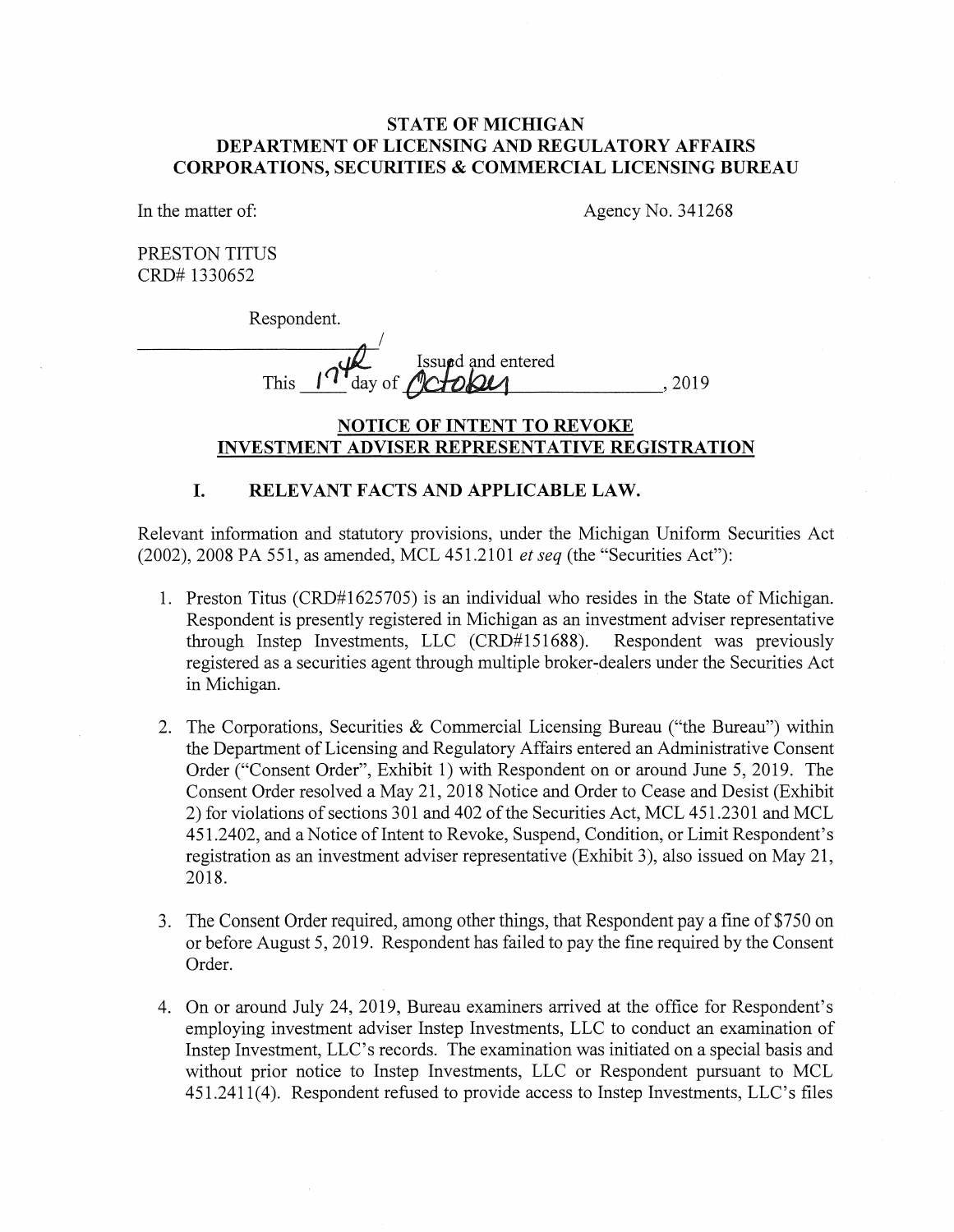**STATE OF MICHIGAN**
**DEPARTMENT OF LICENSING AND REGULATORY AFFAIRS**
**CORPORATIONS, SECURITIES & COMMERCIAL LICENSING BUREAU**

In the matter of:

Agency No. 341268

PRESTON TITUS
CRD# 1330652

Respondent.
______________________________/

Issued and entered
This 17th day of October, 2019

## NOTICE OF INTENT TO REVOKE INVESTMENT ADVISER REPRESENTATIVE REGISTRATION

### I. RELEVANT FACTS AND APPLICABLE LAW.

Relevant information and statutory provisions, under the Michigan Uniform Securities Act (2002), 2008 PA 551, as amended, MCL 451.2101 *et seq* (the "Securities Act"):

1. Preston Titus (CRD#1625705) is an individual who resides in the State of Michigan. Respondent is presently registered in Michigan as an investment adviser representative through Instep Investments, LLC (CRD#151688). Respondent was previously registered as a securities agent through multiple broker-dealers under the Securities Act in Michigan.

2. The Corporations, Securities & Commercial Licensing Bureau ("the Bureau") within the Department of Licensing and Regulatory Affairs entered an Administrative Consent Order ("Consent Order", Exhibit 1) with Respondent on or around June 5, 2019. The Consent Order resolved a May 21, 2018 Notice and Order to Cease and Desist (Exhibit 2) for violations of sections 301 and 402 of the Securities Act, MCL 451.2301 and MCL 451.2402, and a Notice of Intent to Revoke, Suspend, Condition, or Limit Respondent's registration as an investment adviser representative (Exhibit 3), also issued on May 21, 2018.

3. The Consent Order required, among other things, that Respondent pay a fine of $750 on or before August 5, 2019. Respondent has failed to pay the fine required by the Consent Order.

4. On or around July 24, 2019, Bureau examiners arrived at the office for Respondent's employing investment adviser Instep Investments, LLC to conduct an examination of Instep Investment, LLC's records. The examination was initiated on a special basis and without prior notice to Instep Investments, LLC or Respondent pursuant to MCL 451.2411(4). Respondent refused to provide access to Instep Investments, LLC's files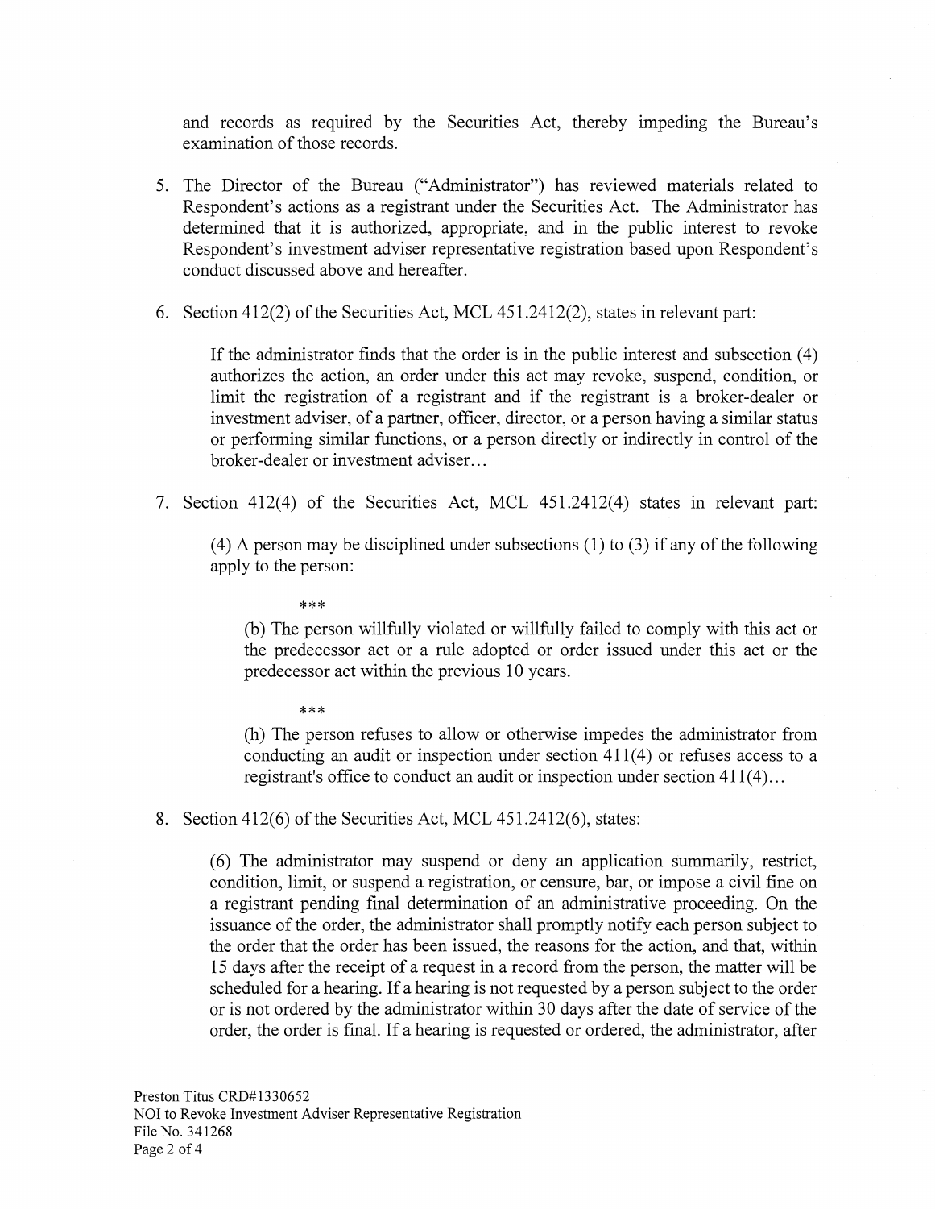and records as required by the Securities Act, thereby impeding the Bureau's examination of those records.

5. The Director of the Bureau ("Administrator") has reviewed materials related to Respondent's actions as a registrant under the Securities Act. The Administrator has determined that it is authorized, appropriate, and in the public interest to revoke Respondent's investment adviser representative registration based upon Respondent's conduct discussed above and hereafter.

6. Section 412(2) of the Securities Act, MCL 451.2412(2), states in relevant part:

   If the administrator finds that the order is in the public interest and subsection (4) authorizes the action, an order under this act may revoke, suspend, condition, or limit the registration of a registrant and if the registrant is a broker-dealer or investment adviser, of a partner, officer, director, or a person having a similar status or performing similar functions, or a person directly or indirectly in control of the broker-dealer or investment adviser…

7. Section 412(4) of the Securities Act, MCL 451.2412(4) states in relevant part:

   (4) A person may be disciplined under subsections (1) to (3) if any of the following apply to the person:

   ***

   (b) The person willfully violated or willfully failed to comply with this act or the predecessor act or a rule adopted or order issued under this act or the predecessor act within the previous 10 years.

   ***

   (h) The person refuses to allow or otherwise impedes the administrator from conducting an audit or inspection under section 411(4) or refuses access to a registrant's office to conduct an audit or inspection under section 411(4)…

8. Section 412(6) of the Securities Act, MCL 451.2412(6), states:

   (6) The administrator may suspend or deny an application summarily, restrict, condition, limit, or suspend a registration, or censure, bar, or impose a civil fine on a registrant pending final determination of an administrative proceeding. On the issuance of the order, the administrator shall promptly notify each person subject to the order that the order has been issued, the reasons for the action, and that, within 15 days after the receipt of a request in a record from the person, the matter will be scheduled for a hearing. If a hearing is not requested by a person subject to the order or is not ordered by the administrator within 30 days after the date of service of the order, the order is final. If a hearing is requested or ordered, the administrator, after

Preston Titus CRD#1330652
NOI to Revoke Investment Adviser Representative Registration
File No. 341268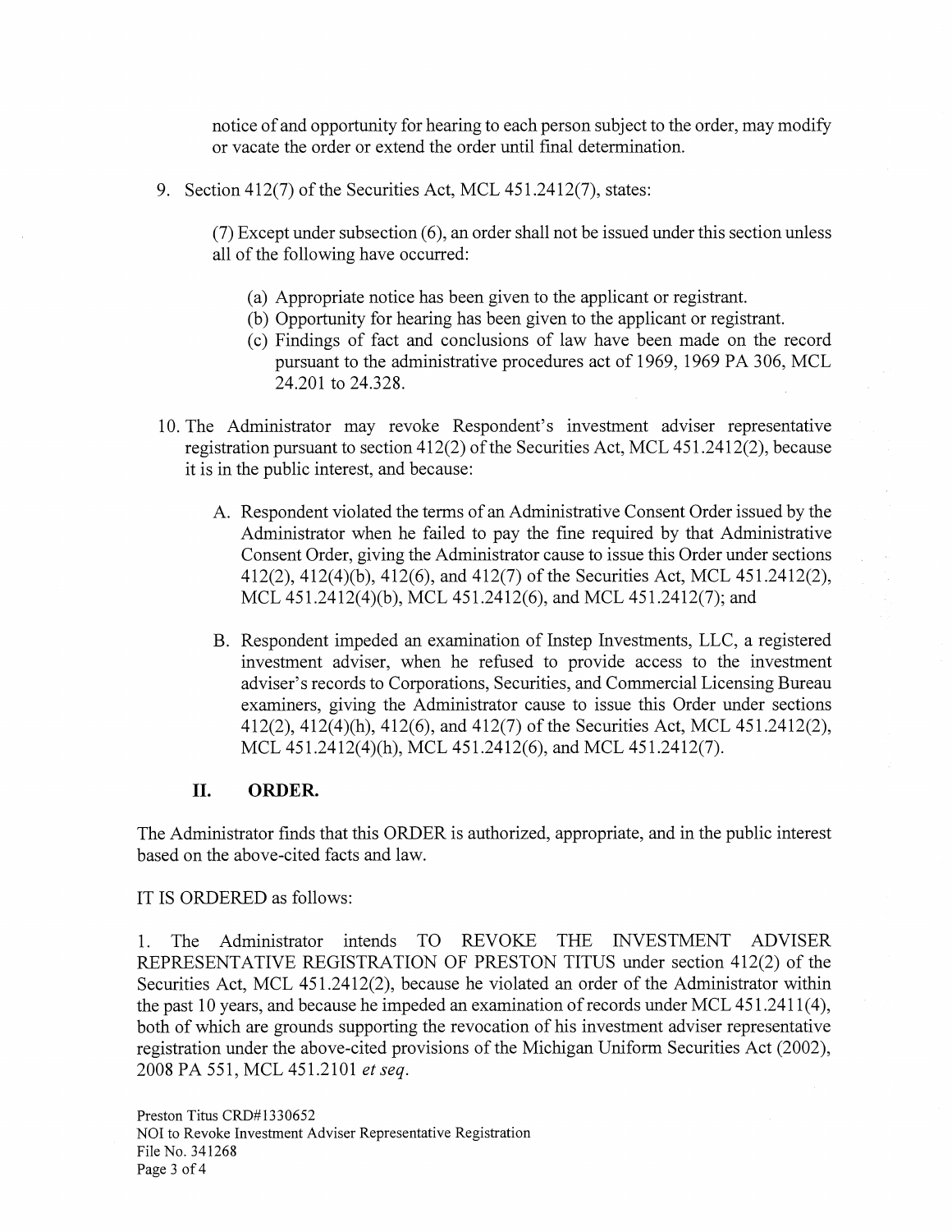notice of and opportunity for hearing to each person subject to the order, may modify or vacate the order or extend the order until final determination.

9. Section 412(7) of the Securities Act, MCL 451.2412(7), states:

   (7) Except under subsection (6), an order shall not be issued under this section unless all of the following have occurred:

   (a) Appropriate notice has been given to the applicant or registrant.
   (b) Opportunity for hearing has been given to the applicant or registrant.
   (c) Findings of fact and conclusions of law have been made on the record pursuant to the administrative procedures act of 1969, 1969 PA 306, MCL 24.201 to 24.328.

10. The Administrator may revoke Respondent's investment adviser representative registration pursuant to section 412(2) of the Securities Act, MCL 451.2412(2), because it is in the public interest, and because:

    A. Respondent violated the terms of an Administrative Consent Order issued by the Administrator when he failed to pay the fine required by that Administrative Consent Order, giving the Administrator cause to issue this Order under sections 412(2), 412(4)(b), 412(6), and 412(7) of the Securities Act, MCL 451.2412(2), MCL 451.2412(4)(b), MCL 451.2412(6), and MCL 451.2412(7); and

    B. Respondent impeded an examination of Instep Investments, LLC, a registered investment adviser, when he refused to provide access to the investment adviser's records to Corporations, Securities, and Commercial Licensing Bureau examiners, giving the Administrator cause to issue this Order under sections 412(2), 412(4)(h), 412(6), and 412(7) of the Securities Act, MCL 451.2412(2), MCL 451.2412(4)(h), MCL 451.2412(6), and MCL 451.2412(7).

## II. ORDER.

The Administrator finds that this ORDER is authorized, appropriate, and in the public interest based on the above-cited facts and law.

IT IS ORDERED as follows:

1. The Administrator intends TO REVOKE THE INVESTMENT ADVISER REPRESENTATIVE REGISTRATION OF PRESTON TITUS under section 412(2) of the Securities Act, MCL 451.2412(2), because he violated an order of the Administrator within the past 10 years, and because he impeded an examination of records under MCL 451.2411(4), both of which are grounds supporting the revocation of his investment adviser representative registration under the above-cited provisions of the Michigan Uniform Securities Act (2002), 2008 PA 551, MCL 451.2101 *et seq*.

Preston Titus CRD#1330652
NOI to Revoke Investment Adviser Representative Registration
File No. 341268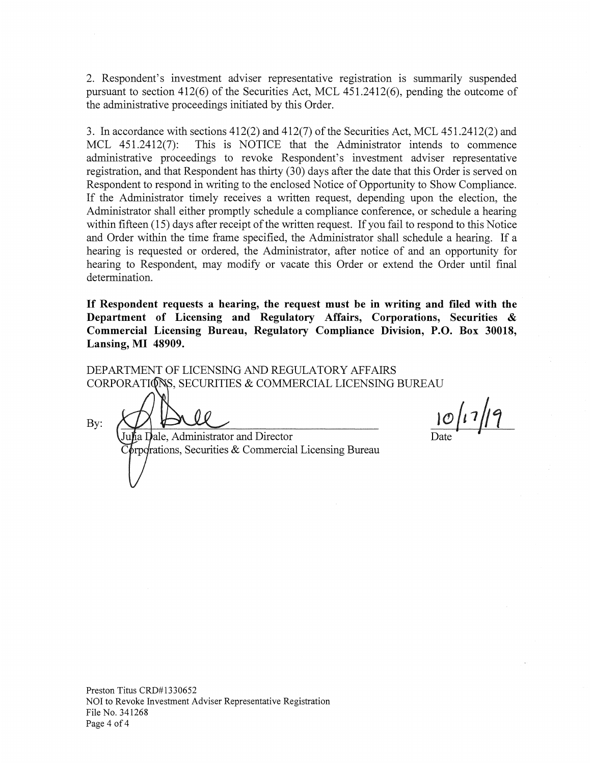2. Respondent's investment adviser representative registration is summarily suspended pursuant to section 412(6) of the Securities Act, MCL 451.2412(6), pending the outcome of the administrative proceedings initiated by this Order.

3. In accordance with sections 412(2) and 412(7) of the Securities Act, MCL 451.2412(2) and MCL 451.2412(7): This is NOTICE that the Administrator intends to commence administrative proceedings to revoke Respondent's investment adviser representative registration, and that Respondent has thirty (30) days after the date that this Order is served on Respondent to respond in writing to the enclosed Notice of Opportunity to Show Compliance. If the Administrator timely receives a written request, depending upon the election, the Administrator shall either promptly schedule a compliance conference, or schedule a hearing within fifteen (15) days after receipt of the written request. If you fail to respond to this Notice and Order within the time frame specified, the Administrator shall schedule a hearing. If a hearing is requested or ordered, the Administrator, after notice of and an opportunity for hearing to Respondent, may modify or vacate this Order or extend the Order until final determination.

**If Respondent requests a hearing, the request must be in writing and filed with the Department of Licensing and Regulatory Affairs, Corporations, Securities & Commercial Licensing Bureau, Regulatory Compliance Division, P.O. Box 30018, Lansing, MI 48909.**

DEPARTMENT OF LICENSING AND REGULATORY AFFAIRS
CORPORATIONS, SECURITIES & COMMERCIAL LICENSING BUREAU

By: ______________________________ 10/17/19
Julia Dale, Administrator and Director — Date
Corporations, Securities & Commercial Licensing Bureau

Preston Titus CRD#1330652
NOI to Revoke Investment Adviser Representative Registration
File No. 341268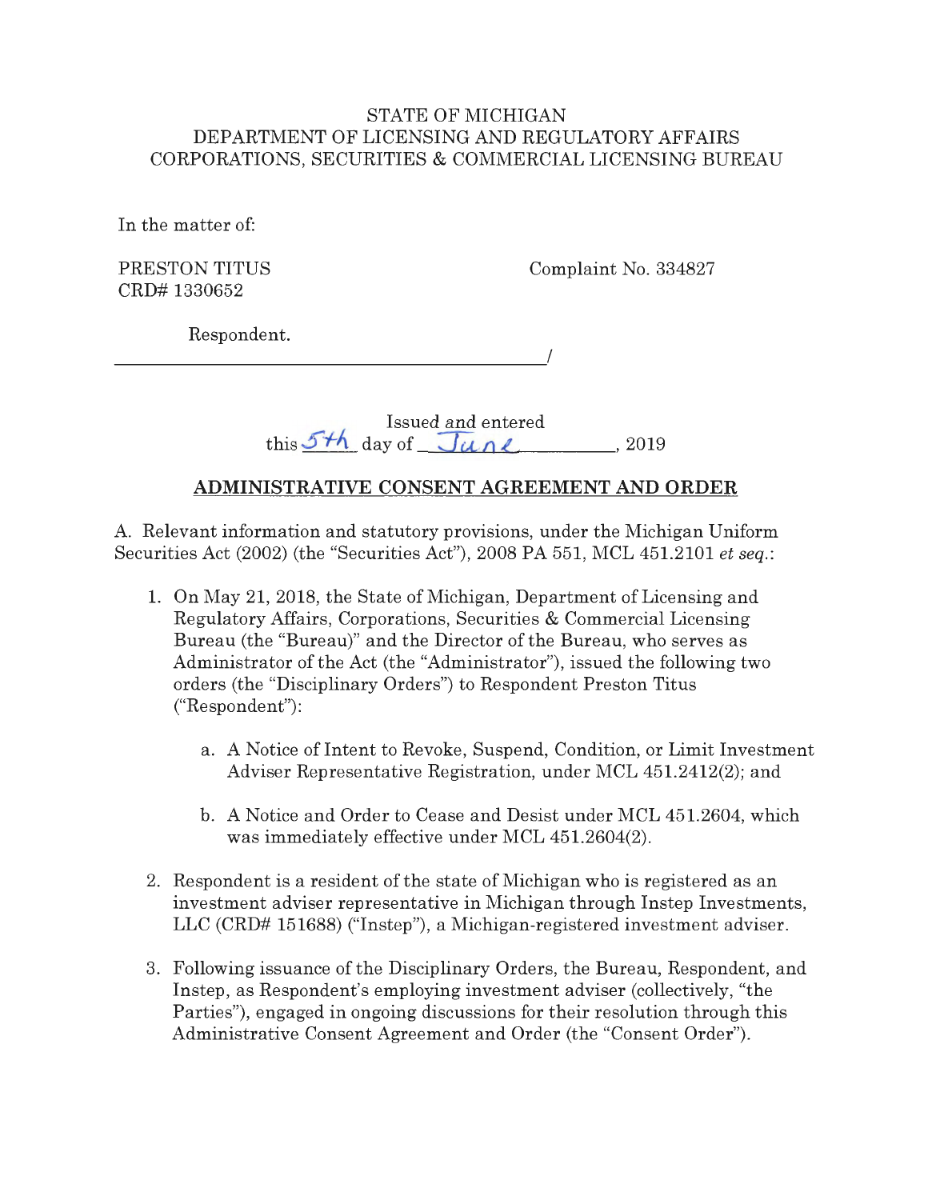STATE OF MICHIGAN
DEPARTMENT OF LICENSING AND REGULATORY AFFAIRS
CORPORATIONS, SECURITIES & COMMERCIAL LICENSING BUREAU

In the matter of:

PRESTON TITUS
CRD# 1330652

Complaint No. 334827

Respondent.
______________________________________/

Issued and entered
this 5th day of June, 2019

## ADMINISTRATIVE CONSENT AGREEMENT AND ORDER

A. Relevant information and statutory provisions, under the Michigan Uniform Securities Act (2002) (the "Securities Act"), 2008 PA 551, MCL 451.2101 *et seq.*:

1. On May 21, 2018, the State of Michigan, Department of Licensing and Regulatory Affairs, Corporations, Securities & Commercial Licensing Bureau (the "Bureau)" and the Director of the Bureau, who serves as Administrator of the Act (the "Administrator"), issued the following two orders (the "Disciplinary Orders") to Respondent Preston Titus ("Respondent"):

   a. A Notice of Intent to Revoke, Suspend, Condition, or Limit Investment Adviser Representative Registration, under MCL 451.2412(2); and

   b. A Notice and Order to Cease and Desist under MCL 451.2604, which was immediately effective under MCL 451.2604(2).

2. Respondent is a resident of the state of Michigan who is registered as an investment adviser representative in Michigan through Instep Investments, LLC (CRD# 151688) ("Instep"), a Michigan-registered investment adviser.

3. Following issuance of the Disciplinary Orders, the Bureau, Respondent, and Instep, as Respondent's employing investment adviser (collectively, "the Parties"), engaged in ongoing discussions for their resolution through this Administrative Consent Agreement and Order (the "Consent Order").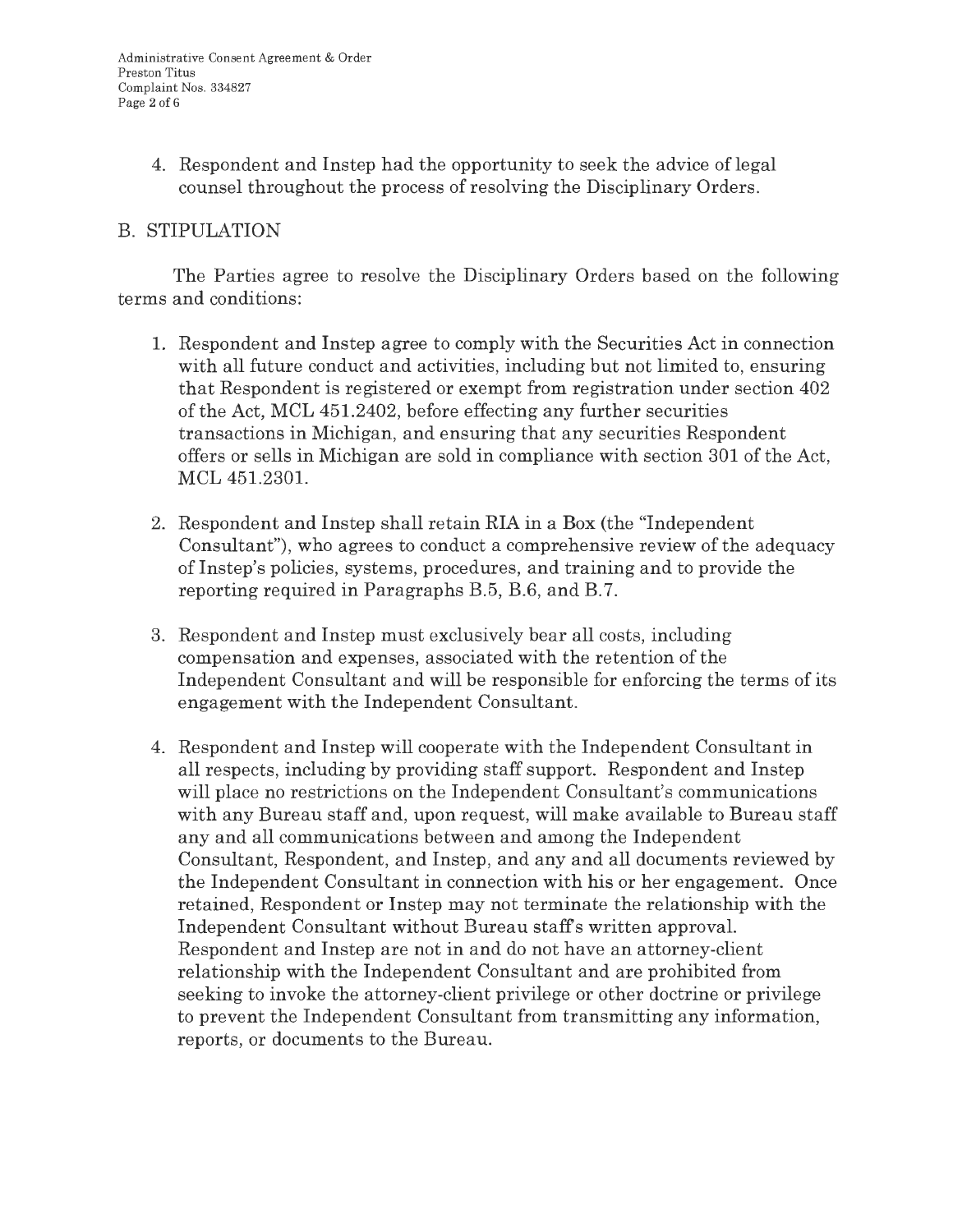4. Respondent and Instep had the opportunity to seek the advice of legal counsel throughout the process of resolving the Disciplinary Orders.

## B. STIPULATION

The Parties agree to resolve the Disciplinary Orders based on the following terms and conditions:

1. Respondent and Instep agree to comply with the Securities Act in connection with all future conduct and activities, including but not limited to, ensuring that Respondent is registered or exempt from registration under section 402 of the Act, MCL 451.2402, before effecting any further securities transactions in Michigan, and ensuring that any securities Respondent offers or sells in Michigan are sold in compliance with section 301 of the Act, MCL 451.2301.

2. Respondent and Instep shall retain RIA in a Box (the "Independent Consultant"), who agrees to conduct a comprehensive review of the adequacy of Instep's policies, systems, procedures, and training and to provide the reporting required in Paragraphs B.5, B.6, and B.7.

3. Respondent and Instep must exclusively bear all costs, including compensation and expenses, associated with the retention of the Independent Consultant and will be responsible for enforcing the terms of its engagement with the Independent Consultant.

4. Respondent and Instep will cooperate with the Independent Consultant in all respects, including by providing staff support. Respondent and Instep will place no restrictions on the Independent Consultant's communications with any Bureau staff and, upon request, will make available to Bureau staff any and all communications between and among the Independent Consultant, Respondent, and Instep, and any and all documents reviewed by the Independent Consultant in connection with his or her engagement. Once retained, Respondent or Instep may not terminate the relationship with the Independent Consultant without Bureau staff's written approval. Respondent and Instep are not in and do not have an attorney-client relationship with the Independent Consultant and are prohibited from seeking to invoke the attorney-client privilege or other doctrine or privilege to prevent the Independent Consultant from transmitting any information, reports, or documents to the Bureau.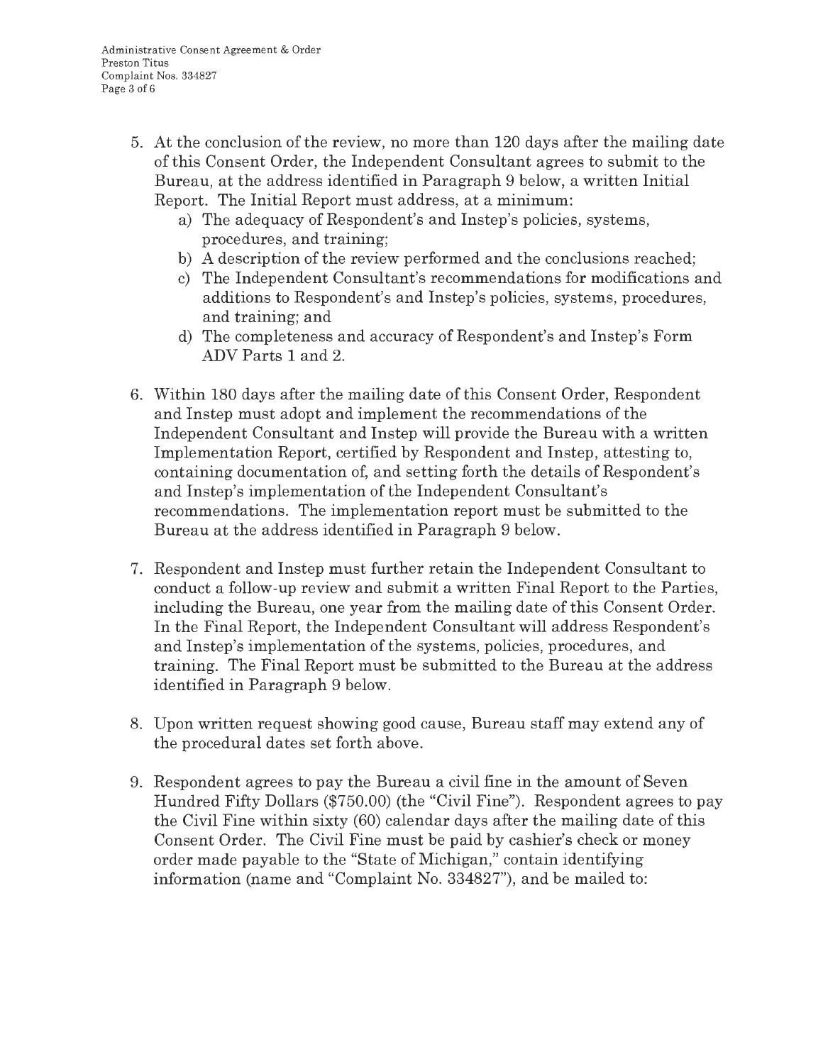5. At the conclusion of the review, no more than 120 days after the mailing date of this Consent Order, the Independent Consultant agrees to submit to the Bureau, at the address identified in Paragraph 9 below, a written Initial Report. The Initial Report must address, at a minimum:
   a) The adequacy of Respondent's and Instep's policies, systems, procedures, and training;
   b) A description of the review performed and the conclusions reached;
   c) The Independent Consultant's recommendations for modifications and additions to Respondent's and Instep's policies, systems, procedures, and training; and
   d) The completeness and accuracy of Respondent's and Instep's Form ADV Parts 1 and 2.

6. Within 180 days after the mailing date of this Consent Order, Respondent and Instep must adopt and implement the recommendations of the Independent Consultant and Instep will provide the Bureau with a written Implementation Report, certified by Respondent and Instep, attesting to, containing documentation of, and setting forth the details of Respondent's and Instep's implementation of the Independent Consultant's recommendations. The implementation report must be submitted to the Bureau at the address identified in Paragraph 9 below.

7. Respondent and Instep must further retain the Independent Consultant to conduct a follow-up review and submit a written Final Report to the Parties, including the Bureau, one year from the mailing date of this Consent Order. In the Final Report, the Independent Consultant will address Respondent's and Instep's implementation of the systems, policies, procedures, and training. The Final Report must be submitted to the Bureau at the address identified in Paragraph 9 below.

8. Upon written request showing good cause, Bureau staff may extend any of the procedural dates set forth above.

9. Respondent agrees to pay the Bureau a civil fine in the amount of Seven Hundred Fifty Dollars ($750.00) (the "Civil Fine"). Respondent agrees to pay the Civil Fine within sixty (60) calendar days after the mailing date of this Consent Order. The Civil Fine must be paid by cashier's check or money order made payable to the "State of Michigan," contain identifying information (name and "Complaint No. 334827"), and be mailed to: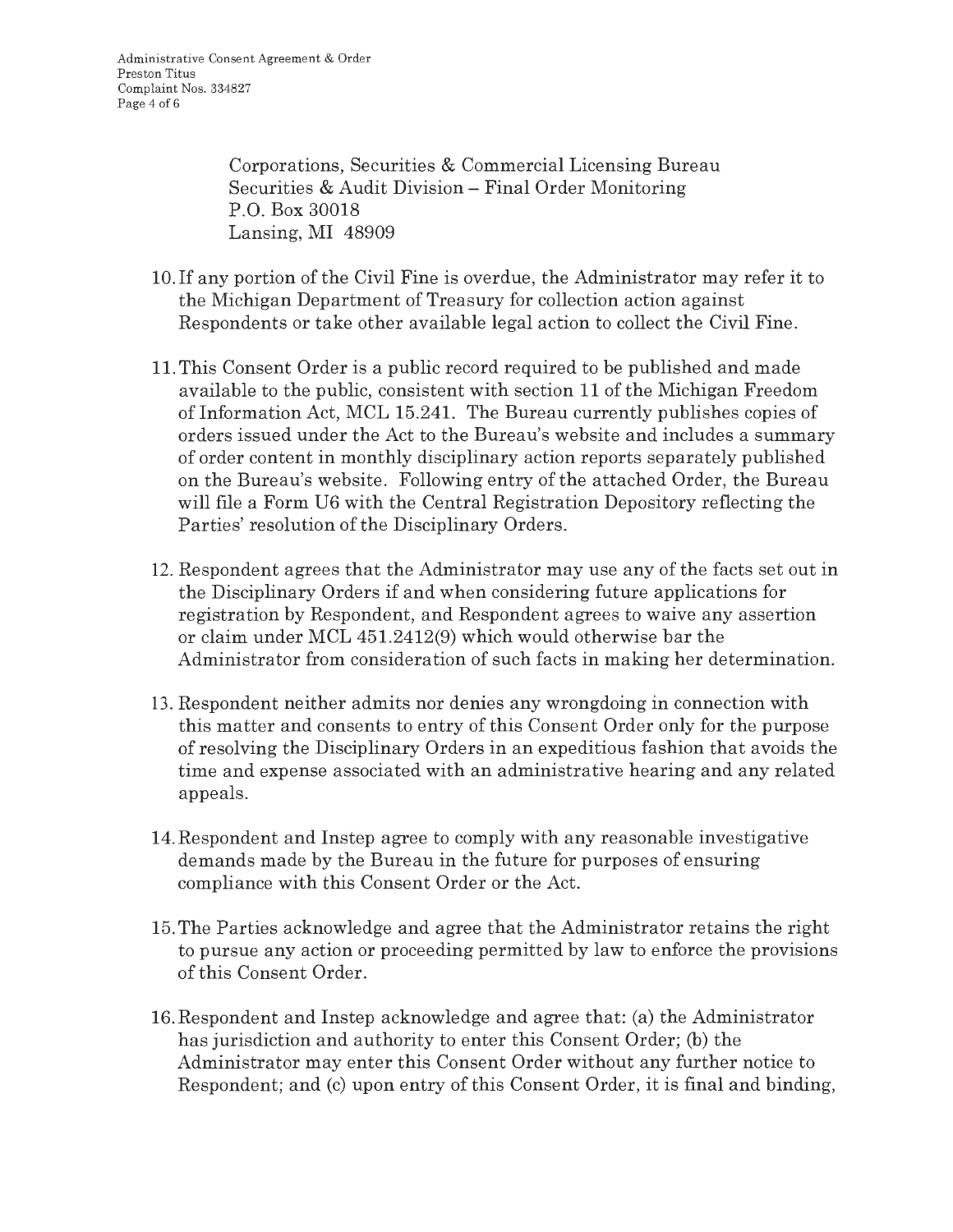Corporations, Securities & Commercial Licensing Bureau
Securities & Audit Division – Final Order Monitoring
P.O. Box 30018
Lansing, MI 48909

10. If any portion of the Civil Fine is overdue, the Administrator may refer it to the Michigan Department of Treasury for collection action against Respondents or take other available legal action to collect the Civil Fine.

11. This Consent Order is a public record required to be published and made available to the public, consistent with section 11 of the Michigan Freedom of Information Act, MCL 15.241. The Bureau currently publishes copies of orders issued under the Act to the Bureau's website and includes a summary of order content in monthly disciplinary action reports separately published on the Bureau's website. Following entry of the attached Order, the Bureau will file a Form U6 with the Central Registration Depository reflecting the Parties' resolution of the Disciplinary Orders.

12. Respondent agrees that the Administrator may use any of the facts set out in the Disciplinary Orders if and when considering future applications for registration by Respondent, and Respondent agrees to waive any assertion or claim under MCL 451.2412(9) which would otherwise bar the Administrator from consideration of such facts in making her determination.

13. Respondent neither admits nor denies any wrongdoing in connection with this matter and consents to entry of this Consent Order only for the purpose of resolving the Disciplinary Orders in an expeditious fashion that avoids the time and expense associated with an administrative hearing and any related appeals.

14. Respondent and Instep agree to comply with any reasonable investigative demands made by the Bureau in the future for purposes of ensuring compliance with this Consent Order or the Act.

15. The Parties acknowledge and agree that the Administrator retains the right to pursue any action or proceeding permitted by law to enforce the provisions of this Consent Order.

16. Respondent and Instep acknowledge and agree that: (a) the Administrator has jurisdiction and authority to enter this Consent Order; (b) the Administrator may enter this Consent Order without any further notice to Respondent; and (c) upon entry of this Consent Order, it is final and binding,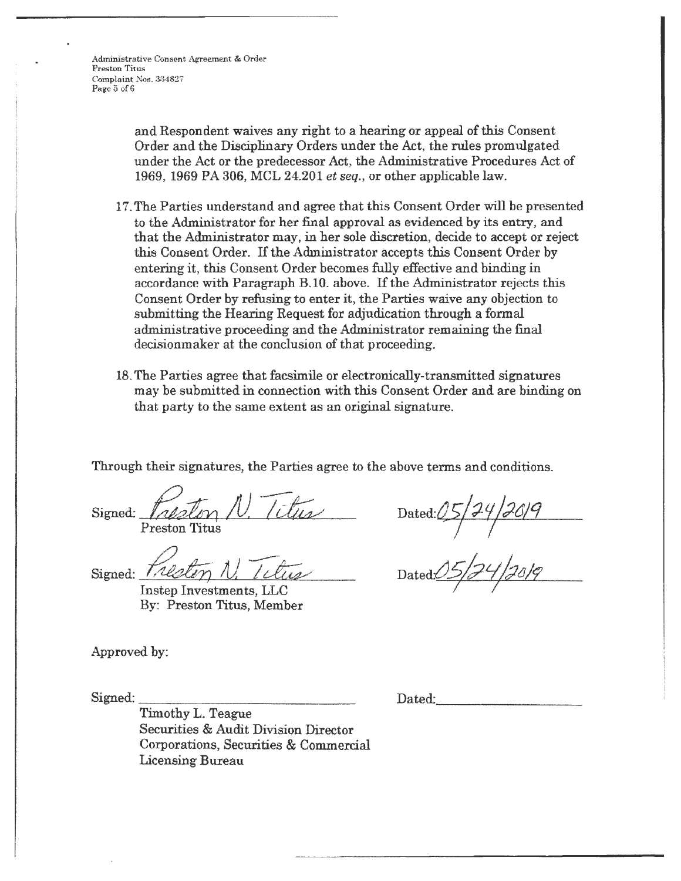and Respondent waives any right to a hearing or appeal of this Consent Order and the Disciplinary Orders under the Act, the rules promulgated under the Act or the predecessor Act, the Administrative Procedures Act of 1969, 1969 PA 306, MCL 24.201 *et seq.*, or other applicable law.

17. The Parties understand and agree that this Consent Order will be presented to the Administrator for her final approval as evidenced by its entry, and that the Administrator may, in her sole discretion, decide to accept or reject this Consent Order. If the Administrator accepts this Consent Order by entering it, this Consent Order becomes fully effective and binding in accordance with Paragraph B.10. above. If the Administrator rejects this Consent Order by refusing to enter it, the Parties waive any objection to submitting the Hearing Request for adjudication through a formal administrative proceeding and the Administrator remaining the final decisionmaker at the conclusion of that proceeding.

18. The Parties agree that facsimile or electronically-transmitted signatures may be submitted in connection with this Consent Order and are binding on that party to the same extent as an original signature.

Through their signatures, the Parties agree to the above terms and conditions.

Signed: *Preston N. Titus* Dated: *05/24/2019*
Preston Titus

Signed: *Preston N. Titus* Dated: *05/24/2019*
Instep Investments, LLC
By: Preston Titus, Member

Approved by:

Signed: ______________________ Dated: ______________
Timothy L. Teague
Securities & Audit Division Director
Corporations, Securities & Commercial Licensing Bureau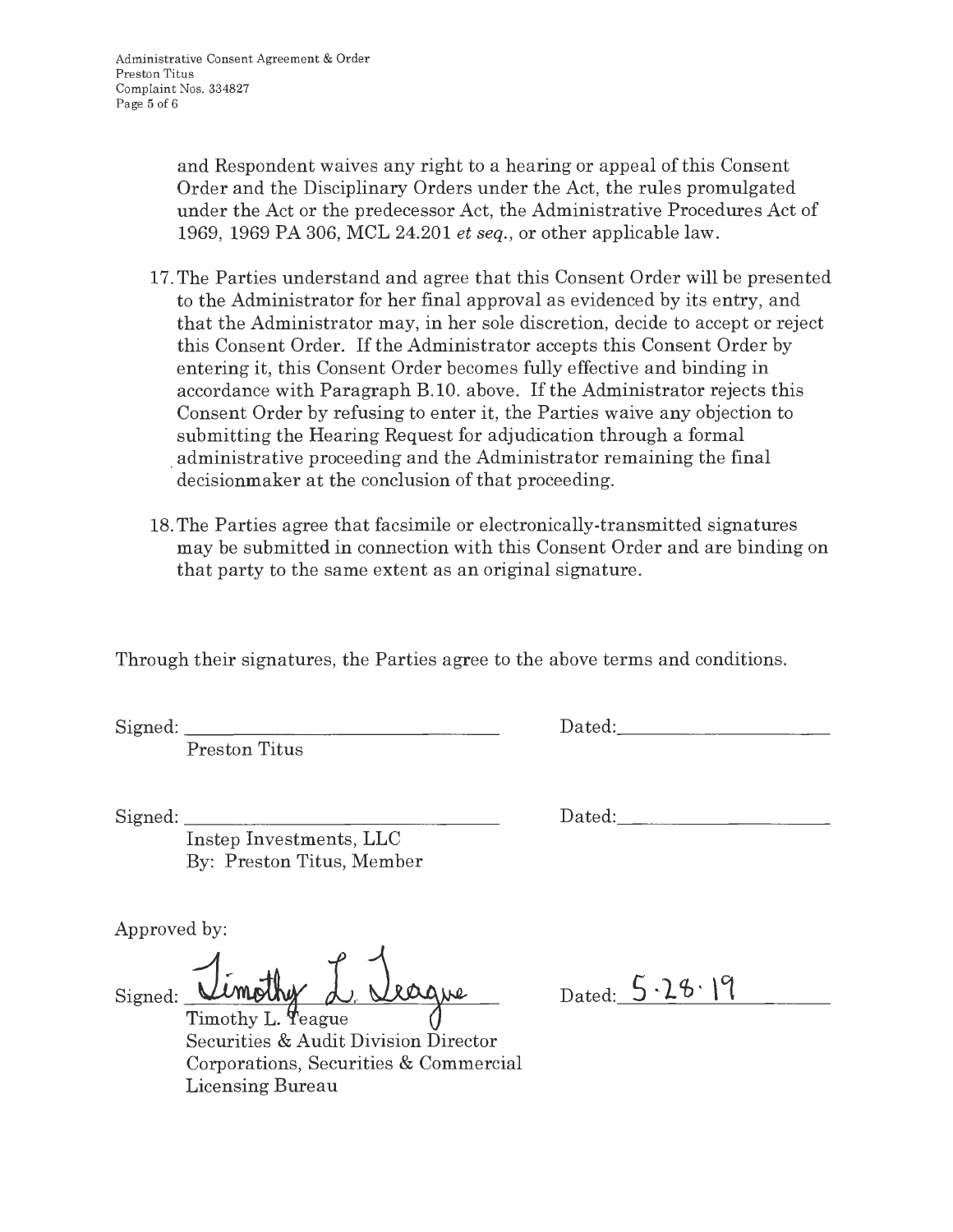and Respondent waives any right to a hearing or appeal of this Consent Order and the Disciplinary Orders under the Act, the rules promulgated under the Act or the predecessor Act, the Administrative Procedures Act of 1969, 1969 PA 306, MCL 24.201 *et seq.*, or other applicable law.

17. The Parties understand and agree that this Consent Order will be presented to the Administrator for her final approval as evidenced by its entry, and that the Administrator may, in her sole discretion, decide to accept or reject this Consent Order. If the Administrator accepts this Consent Order by entering it, this Consent Order becomes fully effective and binding in accordance with Paragraph B.10. above. If the Administrator rejects this Consent Order by refusing to enter it, the Parties waive any objection to submitting the Hearing Request for adjudication through a formal administrative proceeding and the Administrator remaining the final decisionmaker at the conclusion of that proceeding.

18. The Parties agree that facsimile or electronically-transmitted signatures may be submitted in connection with this Consent Order and are binding on that party to the same extent as an original signature.

Through their signatures, the Parties agree to the above terms and conditions.

Signed: ______________________________ Dated: ____________________
Preston Titus

Signed: ______________________________ Dated: ____________________
Instep Investments, LLC
By: Preston Titus, Member

Approved by:

Signed: Timothy L. Teague Dated: 5.28.19
Timothy L. Teague
Securities & Audit Division Director
Corporations, Securities & Commercial Licensing Bureau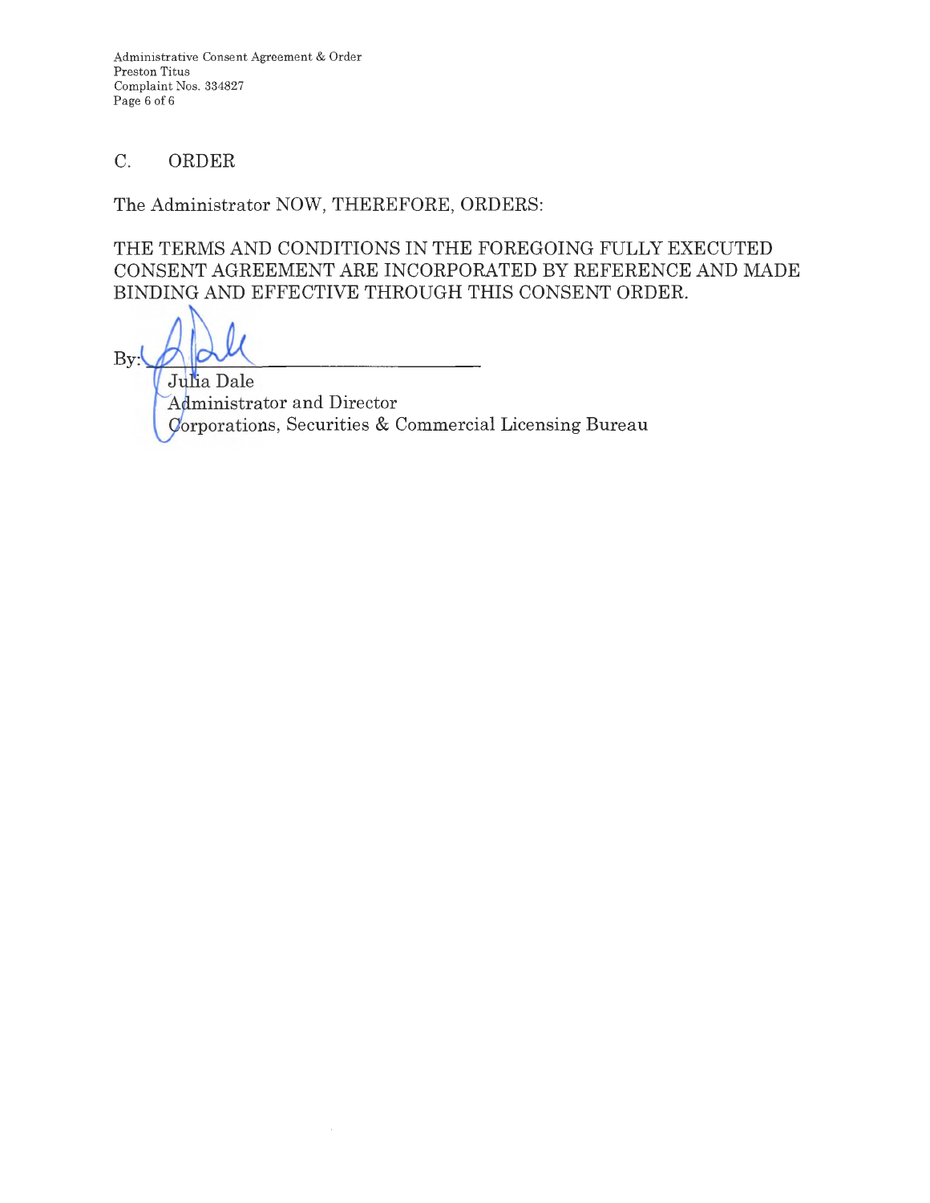## C. ORDER

The Administrator NOW, THEREFORE, ORDERS:

THE TERMS AND CONDITIONS IN THE FOREGOING FULLY EXECUTED CONSENT AGREEMENT ARE INCORPORATED BY REFERENCE AND MADE BINDING AND EFFECTIVE THROUGH THIS CONSENT ORDER.

By: ______________________________

Julia Dale
Administrator and Director
Corporations, Securities & Commercial Licensing Bureau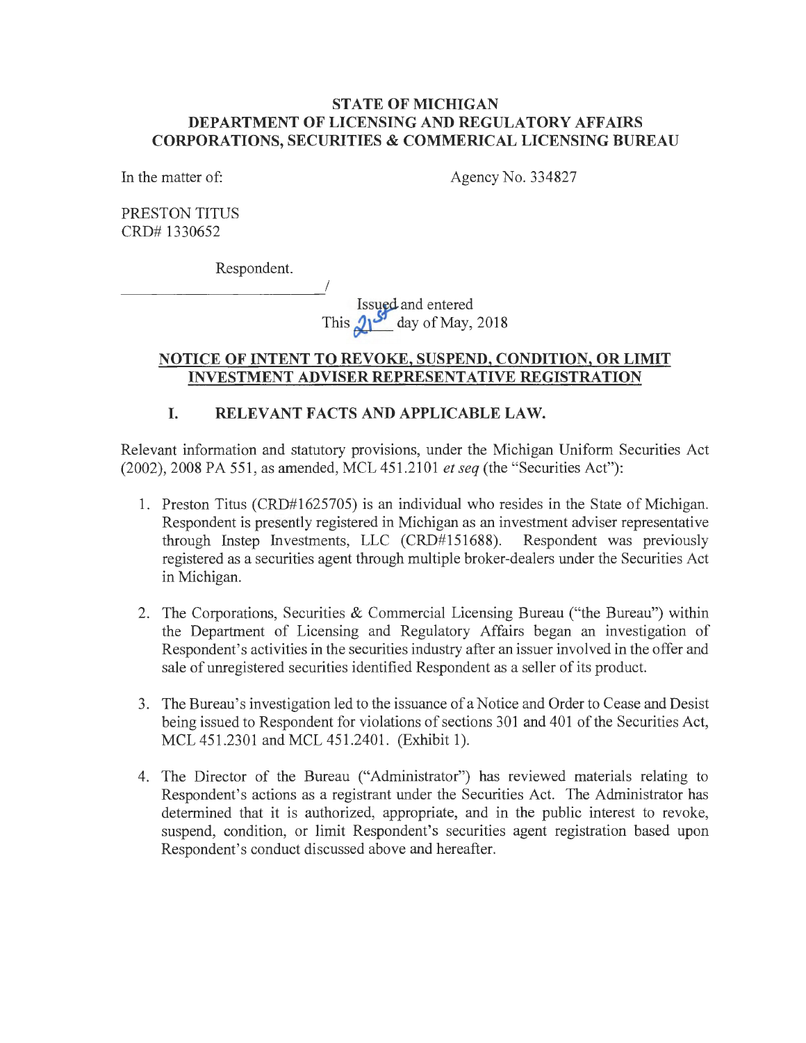**STATE OF MICHIGAN**
**DEPARTMENT OF LICENSING AND REGULATORY AFFAIRS**
**CORPORATIONS, SECURITIES & COMMERICAL LICENSING BUREAU**

In the matter of: Agency No. 334827

PRESTON TITUS
CRD# 1330652

Respondent.

_________________________/

Issued and entered
This 21st day of May, 2018

## NOTICE OF INTENT TO REVOKE, SUSPEND, CONDITION, OR LIMIT INVESTMENT ADVISER REPRESENTATIVE REGISTRATION

### I. RELEVANT FACTS AND APPLICABLE LAW.

Relevant information and statutory provisions, under the Michigan Uniform Securities Act (2002), 2008 PA 551, as amended, MCL 451.2101 *et seq* (the "Securities Act"):

1. Preston Titus (CRD#1625705) is an individual who resides in the State of Michigan. Respondent is presently registered in Michigan as an investment adviser representative through Instep Investments, LLC (CRD#151688). Respondent was previously registered as a securities agent through multiple broker-dealers under the Securities Act in Michigan.

2. The Corporations, Securities & Commercial Licensing Bureau ("the Bureau") within the Department of Licensing and Regulatory Affairs began an investigation of Respondent's activities in the securities industry after an issuer involved in the offer and sale of unregistered securities identified Respondent as a seller of its product.

3. The Bureau's investigation led to the issuance of a Notice and Order to Cease and Desist being issued to Respondent for violations of sections 301 and 401 of the Securities Act, MCL 451.2301 and MCL 451.2401. (Exhibit 1).

4. The Director of the Bureau ("Administrator") has reviewed materials relating to Respondent's actions as a registrant under the Securities Act. The Administrator has determined that it is authorized, appropriate, and in the public interest to revoke, suspend, condition, or limit Respondent's securities agent registration based upon Respondent's conduct discussed above and hereafter.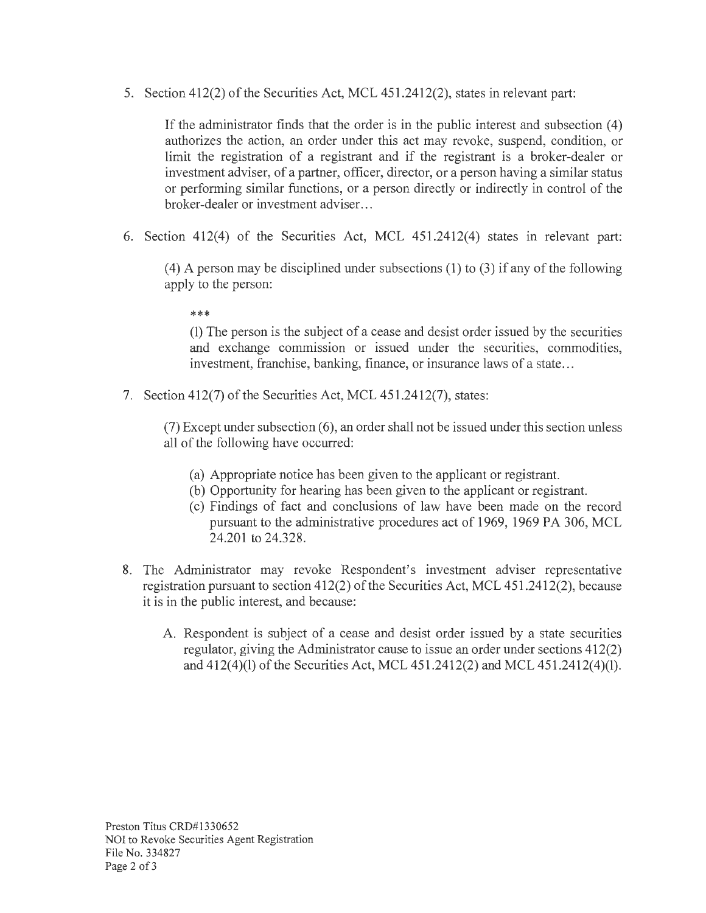5. Section 412(2) of the Securities Act, MCL 451.2412(2), states in relevant part:

   If the administrator finds that the order is in the public interest and subsection (4) authorizes the action, an order under this act may revoke, suspend, condition, or limit the registration of a registrant and if the registrant is a broker-dealer or investment adviser, of a partner, officer, director, or a person having a similar status or performing similar functions, or a person directly or indirectly in control of the broker-dealer or investment adviser...

6. Section 412(4) of the Securities Act, MCL 451.2412(4) states in relevant part:

   (4) A person may be disciplined under subsections (1) to (3) if any of the following apply to the person:

   ***

   (l) The person is the subject of a cease and desist order issued by the securities and exchange commission or issued under the securities, commodities, investment, franchise, banking, finance, or insurance laws of a state...

7. Section 412(7) of the Securities Act, MCL 451.2412(7), states:

   (7) Except under subsection (6), an order shall not be issued under this section unless all of the following have occurred:

   (a) Appropriate notice has been given to the applicant or registrant.
   (b) Opportunity for hearing has been given to the applicant or registrant.
   (c) Findings of fact and conclusions of law have been made on the record pursuant to the administrative procedures act of 1969, 1969 PA 306, MCL 24.201 to 24.328.

8. The Administrator may revoke Respondent's investment adviser representative registration pursuant to section 412(2) of the Securities Act, MCL 451.2412(2), because it is in the public interest, and because:

   A. Respondent is subject of a cease and desist order issued by a state securities regulator, giving the Administrator cause to issue an order under sections 412(2) and 412(4)(l) of the Securities Act, MCL 451.2412(2) and MCL 451.2412(4)(l).

Preston Titus CRD#1330652
NOI to Revoke Securities Agent Registration
File No. 334827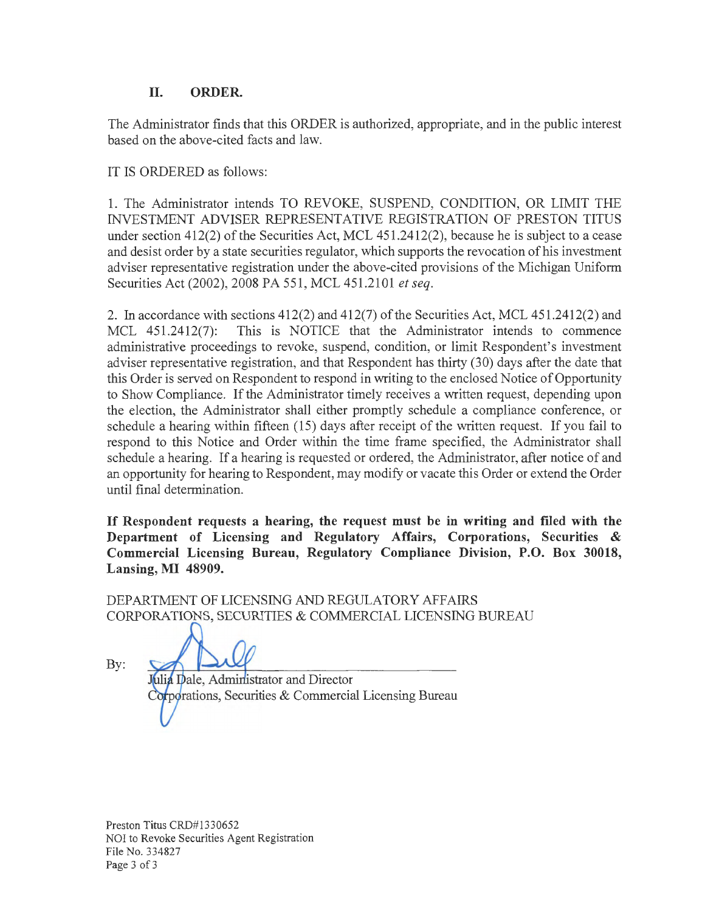## II. ORDER.

The Administrator finds that this ORDER is authorized, appropriate, and in the public interest based on the above-cited facts and law.

IT IS ORDERED as follows:

1. The Administrator intends TO REVOKE, SUSPEND, CONDITION, OR LIMIT THE INVESTMENT ADVISER REPRESENTATIVE REGISTRATION OF PRESTON TITUS under section 412(2) of the Securities Act, MCL 451.2412(2), because he is subject to a cease and desist order by a state securities regulator, which supports the revocation of his investment adviser representative registration under the above-cited provisions of the Michigan Uniform Securities Act (2002), 2008 PA 551, MCL 451.2101 *et seq*.

2. In accordance with sections 412(2) and 412(7) of the Securities Act, MCL 451.2412(2) and MCL 451.2412(7): This is NOTICE that the Administrator intends to commence administrative proceedings to revoke, suspend, condition, or limit Respondent's investment adviser representative registration, and that Respondent has thirty (30) days after the date that this Order is served on Respondent to respond in writing to the enclosed Notice of Opportunity to Show Compliance. If the Administrator timely receives a written request, depending upon the election, the Administrator shall either promptly schedule a compliance conference, or schedule a hearing within fifteen (15) days after receipt of the written request. If you fail to respond to this Notice and Order within the time frame specified, the Administrator shall schedule a hearing. If a hearing is requested or ordered, the Administrator, after notice of and an opportunity for hearing to Respondent, may modify or vacate this Order or extend the Order until final determination.

**If Respondent requests a hearing, the request must be in writing and filed with the Department of Licensing and Regulatory Affairs, Corporations, Securities & Commercial Licensing Bureau, Regulatory Compliance Division, P.O. Box 30018, Lansing, MI 48909.**

DEPARTMENT OF LICENSING AND REGULATORY AFFAIRS
CORPORATIONS, SECURITIES & COMMERCIAL LICENSING BUREAU

By: ______________________________
Julia Dale, Administrator and Director
Corporations, Securities & Commercial Licensing Bureau

Preston Titus CRD#1330652
NOI to Revoke Securities Agent Registration
File No. 334827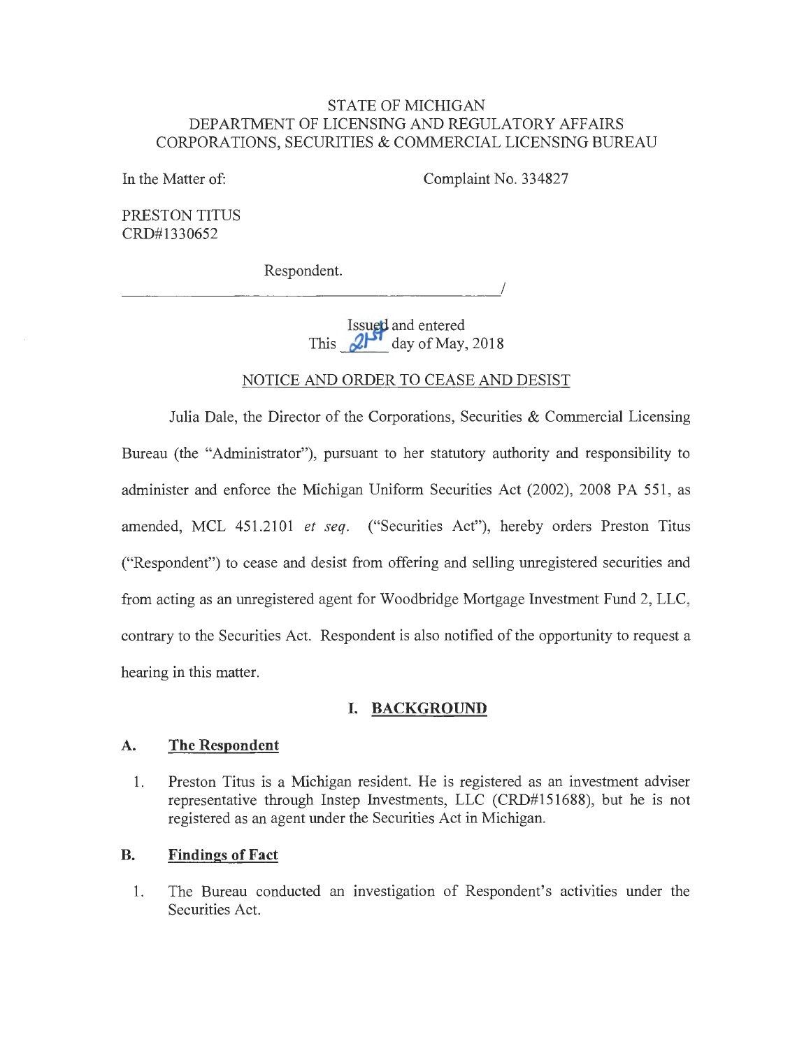STATE OF MICHIGAN
DEPARTMENT OF LICENSING AND REGULATORY AFFAIRS
CORPORATIONS, SECURITIES & COMMERCIAL LICENSING BUREAU

In the Matter of: Complaint No. 334827

PRESTON TITUS
CRD#1330652

Respondent.
_______________________________________/

Issued and entered
This 21st day of May, 2018

## NOTICE AND ORDER TO CEASE AND DESIST

Julia Dale, the Director of the Corporations, Securities & Commercial Licensing Bureau (the "Administrator"), pursuant to her statutory authority and responsibility to administer and enforce the Michigan Uniform Securities Act (2002), 2008 PA 551, as amended, MCL 451.2101 *et seq.* ("Securities Act"), hereby orders Preston Titus ("Respondent") to cease and desist from offering and selling unregistered securities and from acting as an unregistered agent for Woodbridge Mortgage Investment Fund 2, LLC, contrary to the Securities Act. Respondent is also notified of the opportunity to request a hearing in this matter.

## I. BACKGROUND

### A. The Respondent

1. Preston Titus is a Michigan resident. He is registered as an investment adviser representative through Instep Investments, LLC (CRD#151688), but he is not registered as an agent under the Securities Act in Michigan.

### B. Findings of Fact

1. The Bureau conducted an investigation of Respondent's activities under the Securities Act.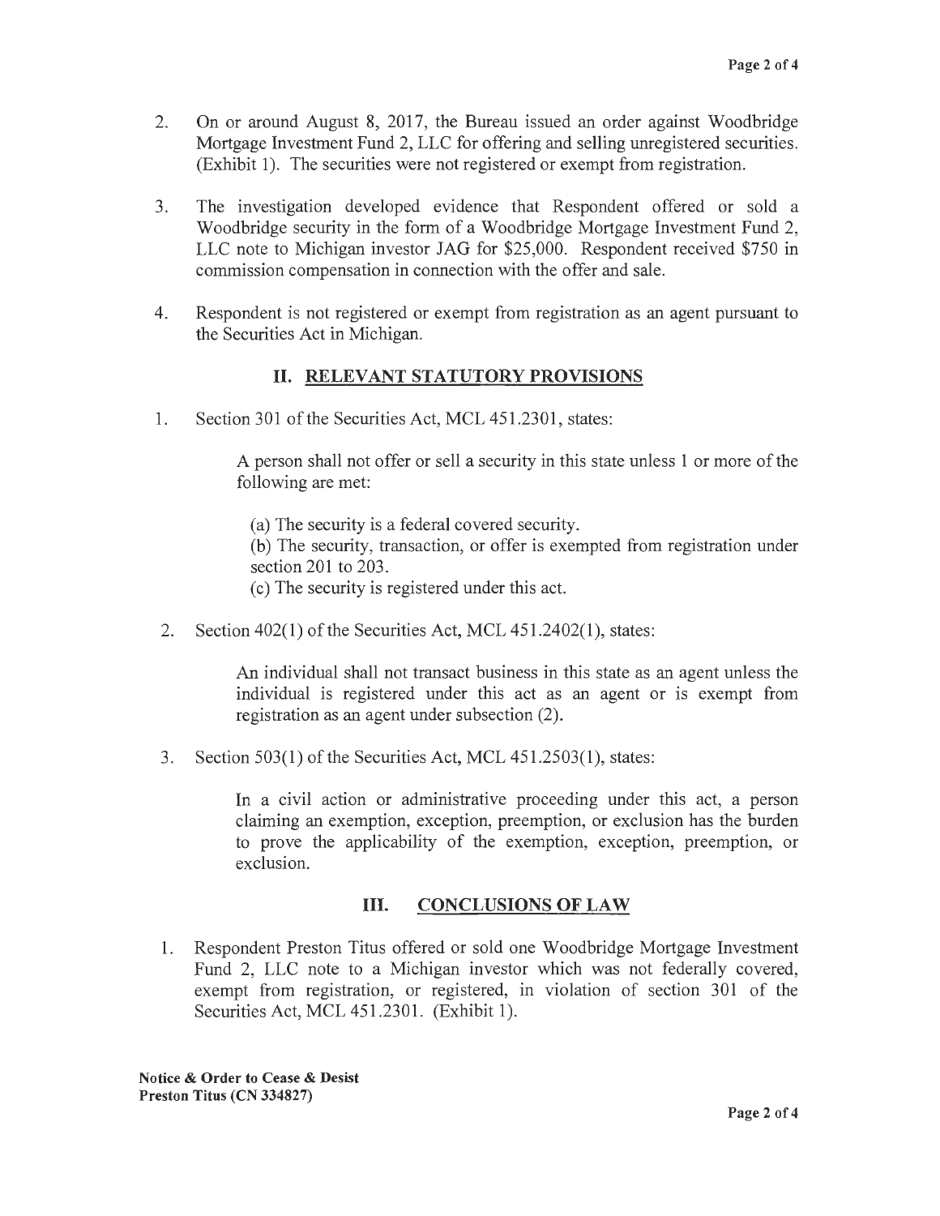2. On or around August 8, 2017, the Bureau issued an order against Woodbridge Mortgage Investment Fund 2, LLC for offering and selling unregistered securities. (Exhibit 1). The securities were not registered or exempt from registration.

3. The investigation developed evidence that Respondent offered or sold a Woodbridge security in the form of a Woodbridge Mortgage Investment Fund 2, LLC note to Michigan investor JAG for $25,000. Respondent received $750 in commission compensation in connection with the offer and sale.

4. Respondent is not registered or exempt from registration as an agent pursuant to the Securities Act in Michigan.

## II. RELEVANT STATUTORY PROVISIONS

1. Section 301 of the Securities Act, MCL 451.2301, states:

   > A person shall not offer or sell a security in this state unless 1 or more of the following are met:
   >
   > (a) The security is a federal covered security.
   > (b) The security, transaction, or offer is exempted from registration under section 201 to 203.
   > (c) The security is registered under this act.

2. Section 402(1) of the Securities Act, MCL 451.2402(1), states:

   > An individual shall not transact business in this state as an agent unless the individual is registered under this act as an agent or is exempt from registration as an agent under subsection (2).

3. Section 503(1) of the Securities Act, MCL 451.2503(1), states:

   > In a civil action or administrative proceeding under this act, a person claiming an exemption, exception, preemption, or exclusion has the burden to prove the applicability of the exemption, exception, preemption, or exclusion.

## III. CONCLUSIONS OF LAW

1. Respondent Preston Titus offered or sold one Woodbridge Mortgage Investment Fund 2, LLC note to a Michigan investor which was not federally covered, exempt from registration, or registered, in violation of section 301 of the Securities Act, MCL 451.2301. (Exhibit 1).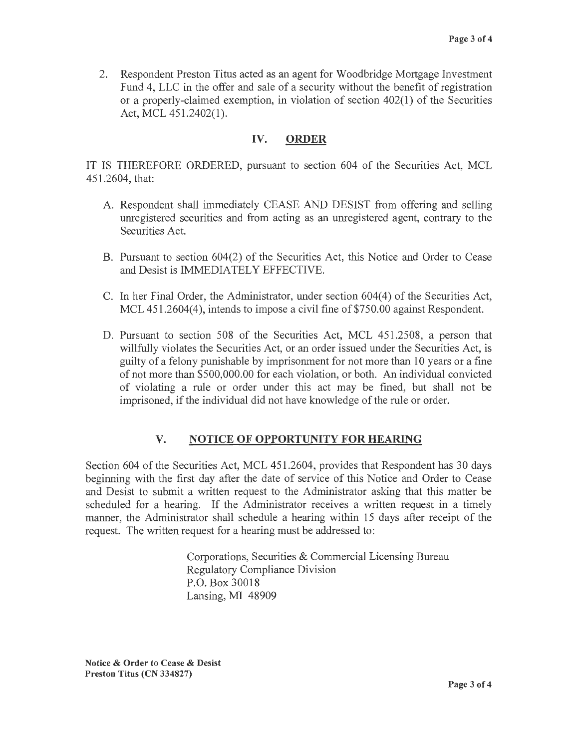2. Respondent Preston Titus acted as an agent for Woodbridge Mortgage Investment Fund 4, LLC in the offer and sale of a security without the benefit of registration or a properly-claimed exemption, in violation of section 402(1) of the Securities Act, MCL 451.2402(1).

## IV. ORDER

IT IS THEREFORE ORDERED, pursuant to section 604 of the Securities Act, MCL 451.2604, that:

A. Respondent shall immediately CEASE AND DESIST from offering and selling unregistered securities and from acting as an unregistered agent, contrary to the Securities Act.

B. Pursuant to section 604(2) of the Securities Act, this Notice and Order to Cease and Desist is IMMEDIATELY EFFECTIVE.

C. In her Final Order, the Administrator, under section 604(4) of the Securities Act, MCL 451.2604(4), intends to impose a civil fine of $750.00 against Respondent.

D. Pursuant to section 508 of the Securities Act, MCL 451.2508, a person that willfully violates the Securities Act, or an order issued under the Securities Act, is guilty of a felony punishable by imprisonment for not more than 10 years or a fine of not more than $500,000.00 for each violation, or both. An individual convicted of violating a rule or order under this act may be fined, but shall not be imprisoned, if the individual did not have knowledge of the rule or order.

## V. NOTICE OF OPPORTUNITY FOR HEARING

Section 604 of the Securities Act, MCL 451.2604, provides that Respondent has 30 days beginning with the first day after the date of service of this Notice and Order to Cease and Desist to submit a written request to the Administrator asking that this matter be scheduled for a hearing. If the Administrator receives a written request in a timely manner, the Administrator shall schedule a hearing within 15 days after receipt of the request. The written request for a hearing must be addressed to:

Corporations, Securities & Commercial Licensing Bureau
Regulatory Compliance Division
P.O. Box 30018
Lansing, MI 48909

**Notice & Order to Cease & Desist**
**Preston Titus (CN 334827)**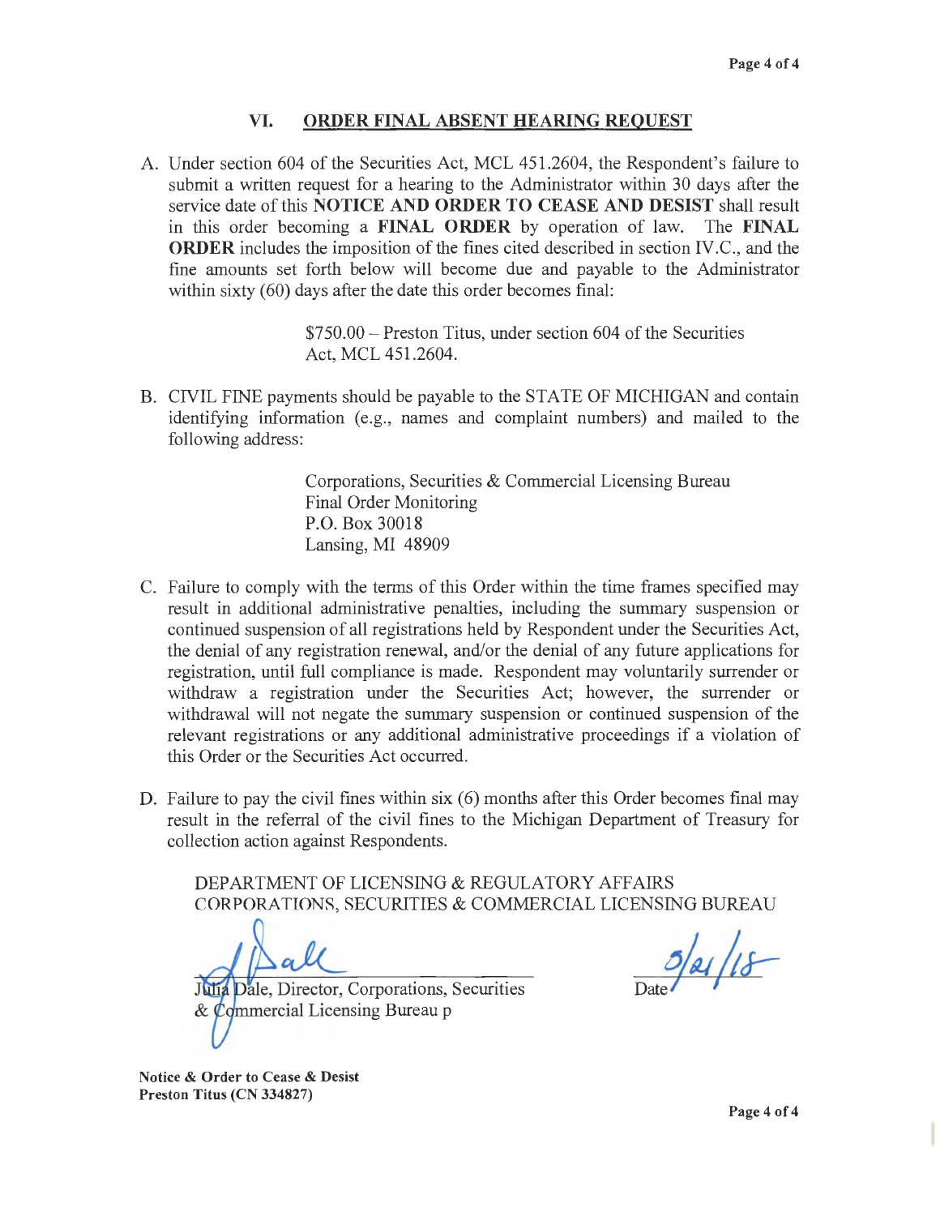## VI. ORDER FINAL ABSENT HEARING REQUEST

A. Under section 604 of the Securities Act, MCL 451.2604, the Respondent's failure to submit a written request for a hearing to the Administrator within 30 days after the service date of this **NOTICE AND ORDER TO CEASE AND DESIST** shall result in this order becoming a **FINAL ORDER** by operation of law. The **FINAL ORDER** includes the imposition of the fines cited described in section IV.C., and the fine amounts set forth below will become due and payable to the Administrator within sixty (60) days after the date this order becomes final:

> $750.00 – Preston Titus, under section 604 of the Securities Act, MCL 451.2604.

B. CIVIL FINE payments should be payable to the STATE OF MICHIGAN and contain identifying information (e.g., names and complaint numbers) and mailed to the following address:

> Corporations, Securities & Commercial Licensing Bureau
> Final Order Monitoring
> P.O. Box 30018
> Lansing, MI 48909

C. Failure to comply with the terms of this Order within the time frames specified may result in additional administrative penalties, including the summary suspension or continued suspension of all registrations held by Respondent under the Securities Act, the denial of any registration renewal, and/or the denial of any future applications for registration, until full compliance is made. Respondent may voluntarily surrender or withdraw a registration under the Securities Act; however, the surrender or withdrawal will not negate the summary suspension or continued suspension of the relevant registrations or any additional administrative proceedings if a violation of this Order or the Securities Act occurred.

D. Failure to pay the civil fines within six (6) months after this Order becomes final may result in the referral of the civil fines to the Michigan Department of Treasury for collection action against Respondents.

DEPARTMENT OF LICENSING & REGULATORY AFFAIRS
CORPORATIONS, SECURITIES & COMMERCIAL LICENSING BUREAU

Julia Dale, Director, Corporations, Securities & Commercial Licensing Bureau p

Date 5/21/18

**Notice & Order to Cease & Desist**
**Preston Titus (CN 334827)**